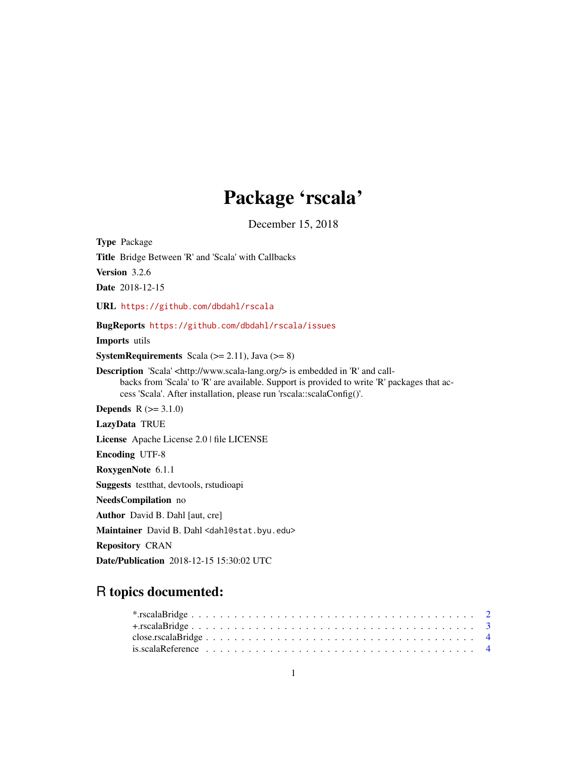# Package 'rscala'

December 15, 2018

**Type** Package

**Title** Bridge Between 'R' and 'Scala' with Callbacks

**Version** 3.2.6

**Date** 2018-12-15

**URL** https://github.com/dbdahl/rscala

**BugReports** https://github.com/dbdahl/rscala/issues

**Imports** utils

**SystemRequirements** Scala (>= 2.11), Java (>= 8)

**Description** 'Scala' <http://www.scala-lang.org/> is embedded in 'R' and callbacks from 'Scala' to 'R' are available. Support is provided to write 'R' packages that access 'Scala'. After installation, please run 'rscala::scalaConfig()'.

**Depends** R (>= 3.1.0)

**LazyData** TRUE

**License** Apache License 2.0 | file LICENSE

**Encoding** UTF-8

**RoxygenNote** 6.1.1

**Suggests** testthat, devtools, rstudioapi

**NeedsCompilation** no

**Author** David B. Dahl [aut, cre]

**Maintainer** David B. Dahl <dahl@stat.byu.edu>

**Repository** CRAN

**Date/Publication** 2018-12-15 15:30:02 UTC

## R topics documented:

*.rscalaBridge . . . . . . . . . . . . . . . . . . . . . . . . . . . . . . . . . . . . . . 2
+.rscalaBridge . . . . . . . . . . . . . . . . . . . . . . . . . . . . . . . . . . . . . . 3
close.rscalaBridge . . . . . . . . . . . . . . . . . . . . . . . . . . . . . . . . . . . . 4
is.scalaReference . . . . . . . . . . . . . . . . . . . . . . . . . . . . . . . . . . . . . 4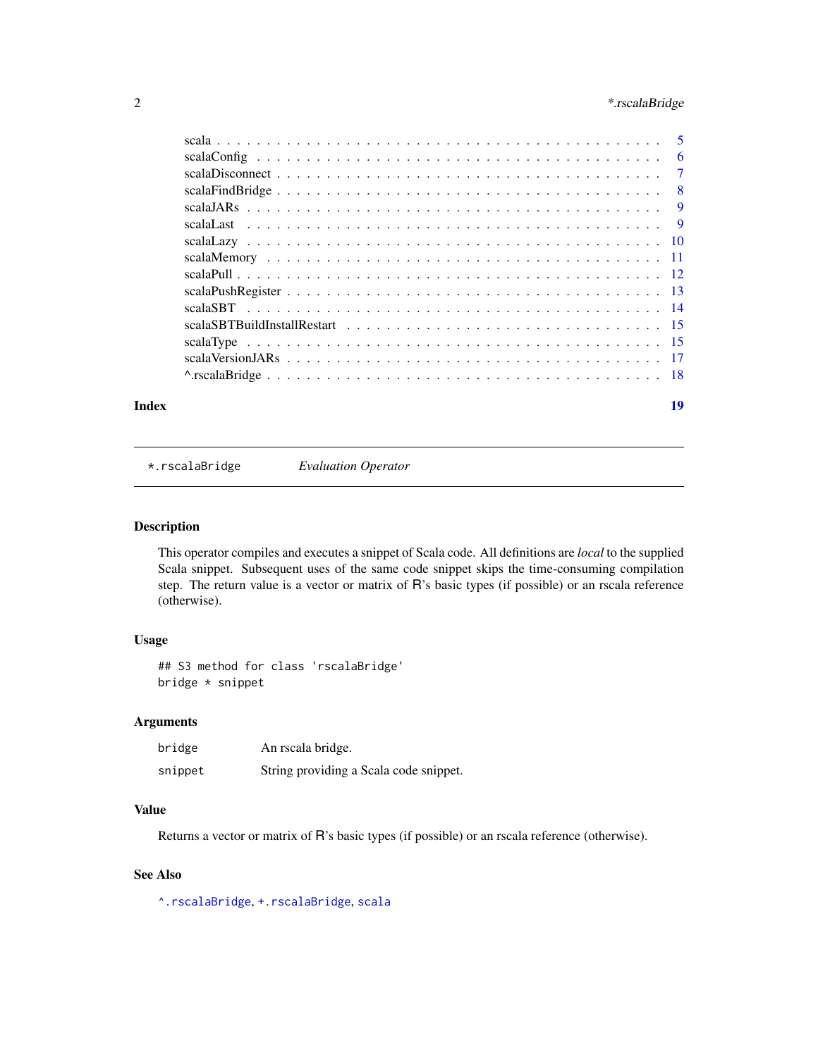scala . . . . . . . . . . . . . . . . . . . . . . . . . . . . . . . . . . . . . . . . . . 5
scalaConfig . . . . . . . . . . . . . . . . . . . . . . . . . . . . . . . . . . . . . . . 6
scalaDisconnect . . . . . . . . . . . . . . . . . . . . . . . . . . . . . . . . . . . . . 7
scalaFindBridge . . . . . . . . . . . . . . . . . . . . . . . . . . . . . . . . . . . . . 8
scalaJARs . . . . . . . . . . . . . . . . . . . . . . . . . . . . . . . . . . . . . . . . 9
scalaLast . . . . . . . . . . . . . . . . . . . . . . . . . . . . . . . . . . . . . . . . 9
scalaLazy . . . . . . . . . . . . . . . . . . . . . . . . . . . . . . . . . . . . . . . . 10
scalaMemory . . . . . . . . . . . . . . . . . . . . . . . . . . . . . . . . . . . . . . . 11
scalaPull . . . . . . . . . . . . . . . . . . . . . . . . . . . . . . . . . . . . . . . . 12
scalaPushRegister . . . . . . . . . . . . . . . . . . . . . . . . . . . . . . . . . . . . 13
scalaSBT . . . . . . . . . . . . . . . . . . . . . . . . . . . . . . . . . . . . . . . . 14
scalaSBTBuildInstallRestart . . . . . . . . . . . . . . . . . . . . . . . . . . . . . . . 15
scalaType . . . . . . . . . . . . . . . . . . . . . . . . . . . . . . . . . . . . . . . . 15
scalaVersionJARs . . . . . . . . . . . . . . . . . . . . . . . . . . . . . . . . . . . . 17
^.rscalaBridge . . . . . . . . . . . . . . . . . . . . . . . . . . . . . . . . . . . . . 18

**Index** **19**

---

## *.rscalaBridge — *Evaluation Operator*

### Description

This operator compiles and executes a snippet of Scala code. All definitions are *local* to the supplied Scala snippet. Subsequent uses of the same code snippet skips the time-consuming compilation step. The return value is a vector or matrix of R's basic types (if possible) or an rscala reference (otherwise).

### Usage

```
## S3 method for class 'rscalaBridge'
bridge * snippet
```

### Arguments

| | |
|---|---|
| `bridge` | An rscala bridge. |
| `snippet` | String providing a Scala code snippet. |

### Value

Returns a vector or matrix of R's basic types (if possible) or an rscala reference (otherwise).

### See Also

`^.rscalaBridge`, `+.rscalaBridge`, `scala`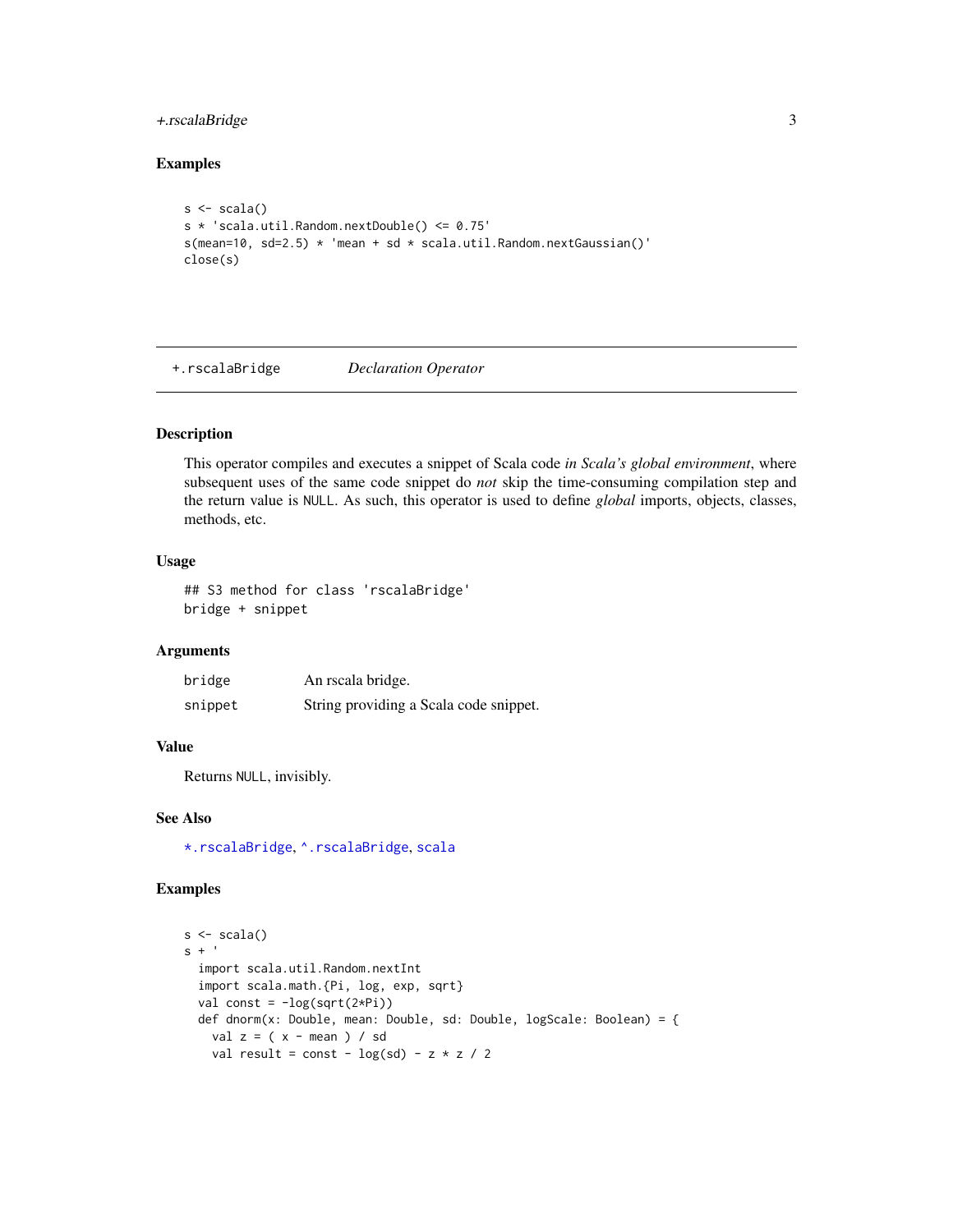## Examples

```
s <- scala()
s * 'scala.util.Random.nextDouble() <= 0.75'
s(mean=10, sd=2.5) * 'mean + sd * scala.util.Random.nextGaussian()'
close(s)
```

---

## +.rscalaBridge — *Declaration Operator*

---

### Description

This operator compiles and executes a snippet of Scala code *in Scala's global environment*, where subsequent uses of the same code snippet do *not* skip the time-consuming compilation step and the return value is NULL. As such, this operator is used to define *global* imports, objects, classes, methods, etc.

### Usage

```
## S3 method for class 'rscalaBridge'
bridge + snippet
```

### Arguments

| | |
|---|---|
| bridge | An rscala bridge. |
| snippet | String providing a Scala code snippet. |

### Value

Returns NULL, invisibly.

### See Also

*.rscalaBridge, ^.rscalaBridge, scala

### Examples

```
s <- scala()
s + '
  import scala.util.Random.nextInt
  import scala.math.{Pi, log, exp, sqrt}
  val const = -log(sqrt(2*Pi))
  def dnorm(x: Double, mean: Double, sd: Double, logScale: Boolean) = {
    val z = ( x - mean ) / sd
    val result = const - log(sd) - z * z / 2
```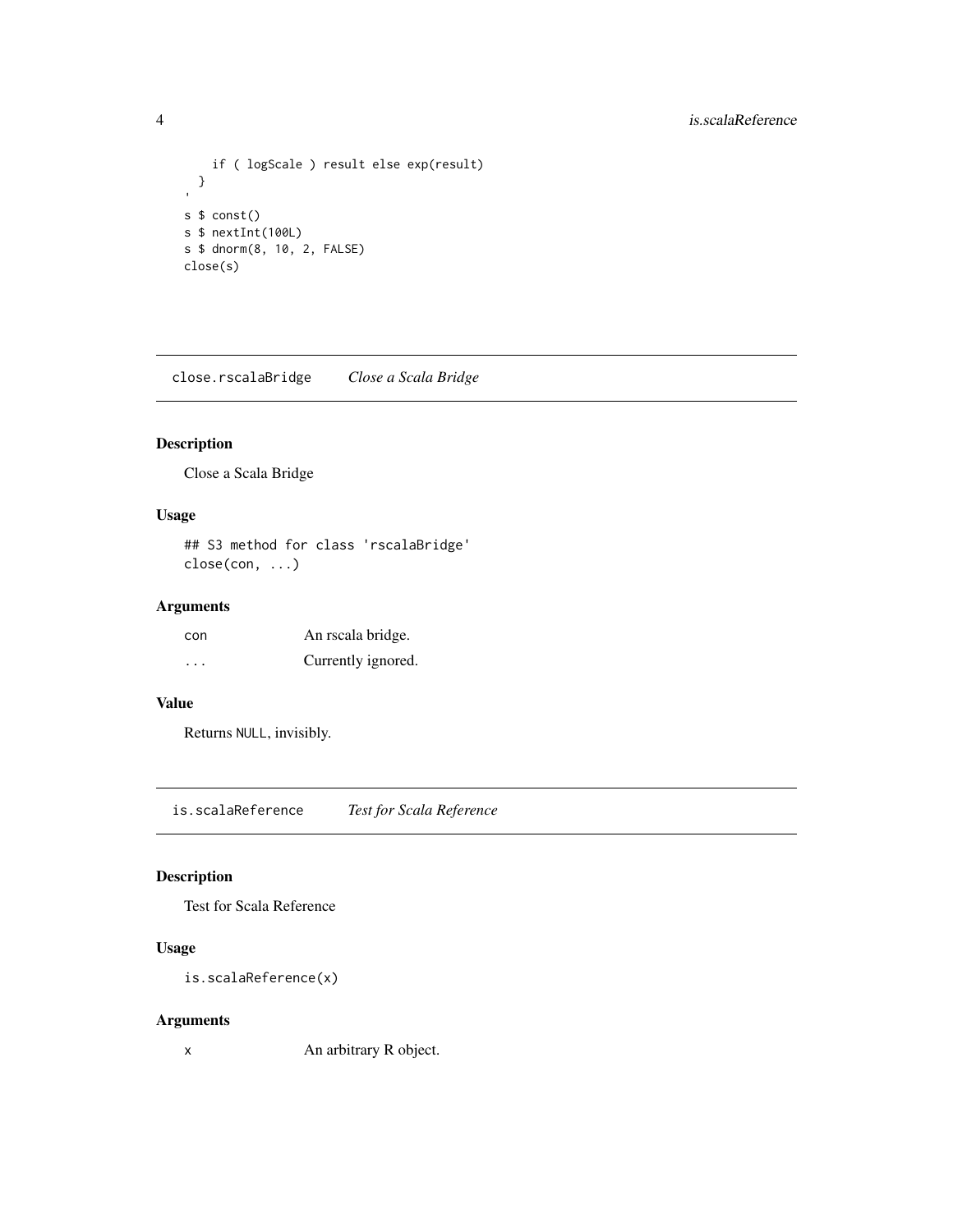```
    if ( logScale ) result else exp(result)
  }
'
s $ const()
s $ nextInt(100L)
s $ dnorm(8, 10, 2, FALSE)
close(s)
```

## close.rscalaBridge    *Close a Scala Bridge*

### Description

Close a Scala Bridge

### Usage

```
## S3 method for class 'rscalaBridge'
close(con, ...)
```

### Arguments

| | |
|---|---|
| con | An rscala bridge. |
| ... | Currently ignored. |

### Value

Returns NULL, invisibly.

## is.scalaReference    *Test for Scala Reference*

### Description

Test for Scala Reference

### Usage

```
is.scalaReference(x)
```

### Arguments

| | |
|---|---|
| x | An arbitrary R object. |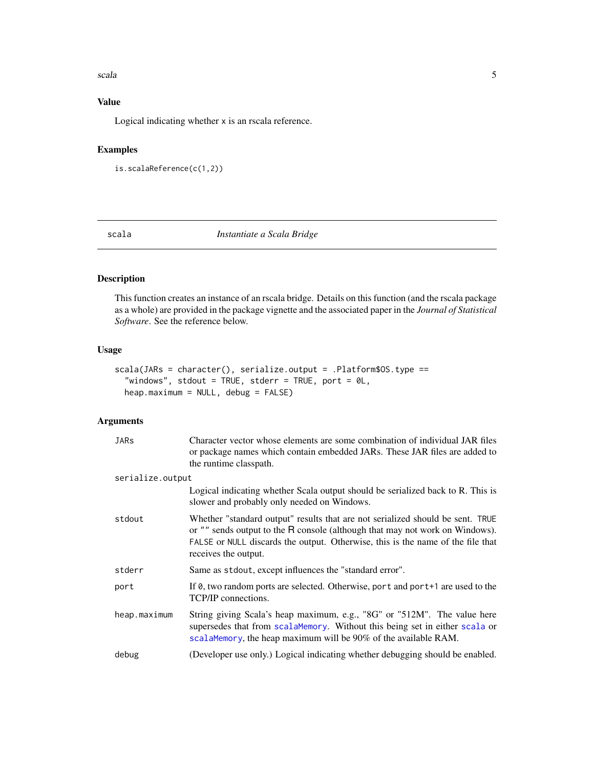### Value

Logical indicating whether x is an rscala reference.

### Examples

```
is.scalaReference(c(1,2))
```

## scala *Instantiate a Scala Bridge*

### Description

This function creates an instance of an rscala bridge. Details on this function (and the rscala package as a whole) are provided in the package vignette and the associated paper in the *Journal of Statistical Software*. See the reference below.

### Usage

```
scala(JARs = character(), serialize.output = .Platform$OS.type ==
  "windows", stdout = TRUE, stderr = TRUE, port = 0L,
  heap.maximum = NULL, debug = FALSE)
```

### Arguments

| | |
|---|---|
| `JARs` | Character vector whose elements are some combination of individual JAR files or package names which contain embedded JARs. These JAR files are added to the runtime classpath. |
| `serialize.output` | Logical indicating whether Scala output should be serialized back to R. This is slower and probably only needed on Windows. |
| `stdout` | Whether "standard output" results that are not serialized should be sent. `TRUE` or `""` sends output to the R console (although that may not work on Windows). `FALSE` or `NULL` discards the output. Otherwise, this is the name of the file that receives the output. |
| `stderr` | Same as `stdout`, except influences the "standard error". |
| `port` | If `0`, two random ports are selected. Otherwise, `port` and `port+1` are used to the TCP/IP connections. |
| `heap.maximum` | String giving Scala's heap maximum, e.g., "8G" or "512M". The value here supersedes that from `scalaMemory`. Without this being set in either `scala` or `scalaMemory`, the heap maximum will be 90% of the available RAM. |
| `debug` | (Developer use only.) Logical indicating whether debugging should be enabled. |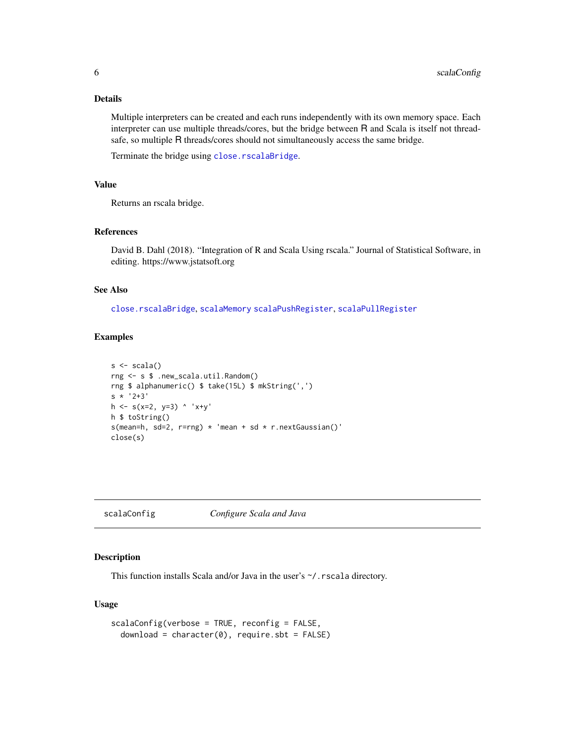### Details

Multiple interpreters can be created and each runs independently with its own memory space. Each interpreter can use multiple threads/cores, but the bridge between R and Scala is itself not thread-safe, so multiple R threads/cores should not simultaneously access the same bridge.

Terminate the bridge using `close.rscalaBridge`.

### Value

Returns an rscala bridge.

### References

David B. Dahl (2018). "Integration of R and Scala Using rscala." Journal of Statistical Software, in editing. https://www.jstatsoft.org

### See Also

`close.rscalaBridge`, `scalaMemory` `scalaPushRegister`, `scalaPullRegister`

### Examples

```
s <- scala()
rng <- s $ .new_scala.util.Random()
rng $ alphanumeric() $ take(15L) $ mkString(',')
s * '2+3'
h <- s(x=2, y=3) ^ 'x+y'
h $ toString()
s(mean=h, sd=2, r=rng) * 'mean + sd * r.nextGaussian()'
close(s)
```

---

## scalaConfig — *Configure Scala and Java*

### Description

This function installs Scala and/or Java in the user's `~/.rscala` directory.

### Usage

```
scalaConfig(verbose = TRUE, reconfig = FALSE,
  download = character(0), require.sbt = FALSE)
```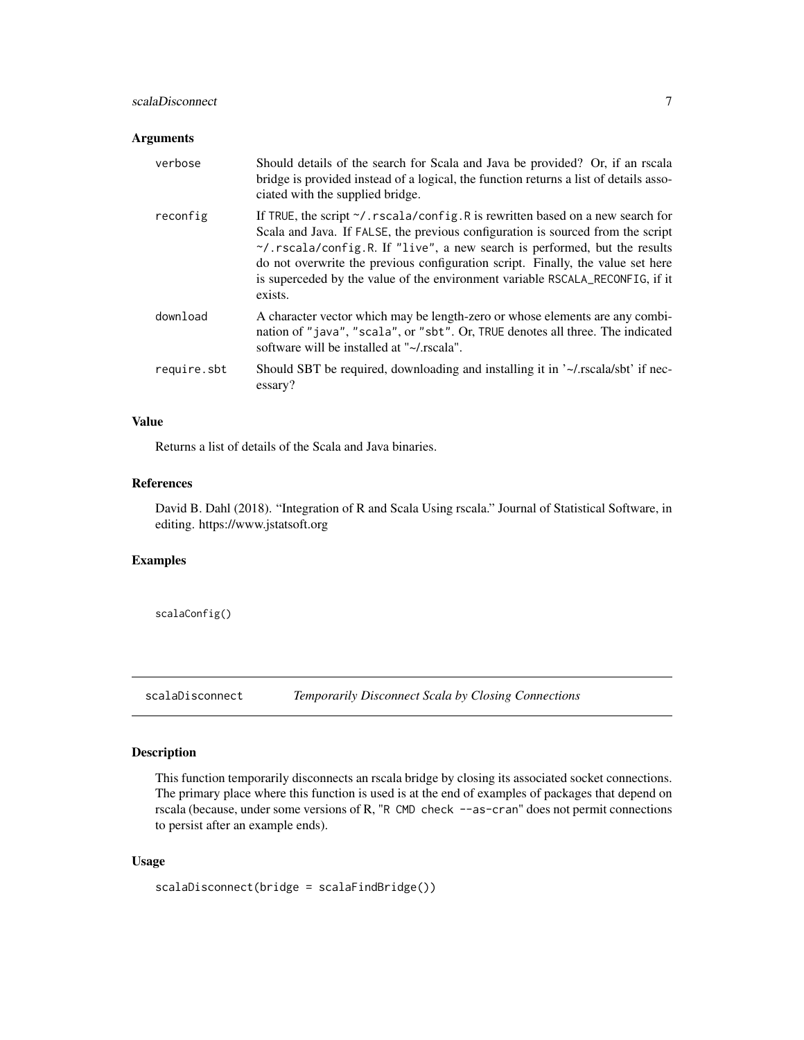### Arguments

| | |
|---|---|
| verbose | Should details of the search for Scala and Java be provided? Or, if an rscala bridge is provided instead of a logical, the function returns a list of details associated with the supplied bridge. |
| reconfig | If TRUE, the script ~/.rscala/config.R is rewritten based on a new search for Scala and Java. If FALSE, the previous configuration is sourced from the script ~/.rscala/config.R. If "live", a new search is performed, but the results do not overwrite the previous configuration script. Finally, the value set here is superceded by the value of the environment variable RSCALA_RECONFIG, if it exists. |
| download | A character vector which may be length-zero or whose elements are any combination of "java", "scala", or "sbt". Or, TRUE denotes all three. The indicated software will be installed at "~/.rscala". |
| require.sbt | Should SBT be required, downloading and installing it in '~/.rscala/sbt' if necessary? |

### Value

Returns a list of details of the Scala and Java binaries.

### References

David B. Dahl (2018). "Integration of R and Scala Using rscala." Journal of Statistical Software, in editing. https://www.jstatsoft.org

### Examples

```
scalaConfig()
```

---

## scalaDisconnect — *Temporarily Disconnect Scala by Closing Connections*

### Description

This function temporarily disconnects an rscala bridge by closing its associated socket connections. The primary place where this function is used is at the end of examples of packages that depend on rscala (because, under some versions of R, "R CMD check --as-cran" does not permit connections to persist after an example ends).

### Usage

```
scalaDisconnect(bridge = scalaFindBridge())
```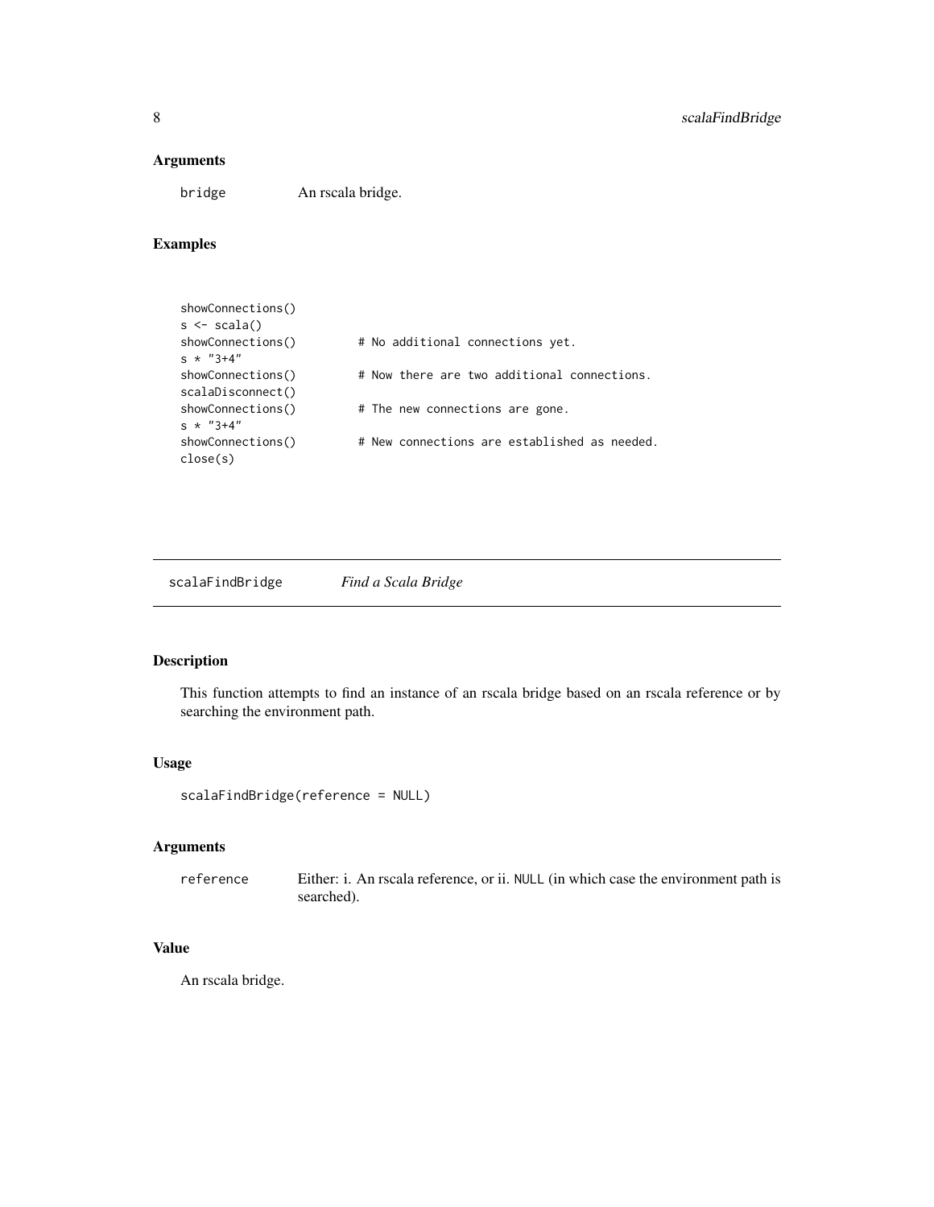## Arguments

bridge An rscala bridge.

## Examples

```
showConnections()
s <- scala()
showConnections()         # No additional connections yet.
s * "3+4"
showConnections()         # Now there are two additional connections.
scalaDisconnect()
showConnections()         # The new connections are gone.
s * "3+4"
showConnections()         # New connections are established as needed.
close(s)
```

---

# scalaFindBridge *Find a Scala Bridge*

---

## Description

This function attempts to find an instance of an rscala bridge based on an rscala reference or by searching the environment path.

## Usage

```
scalaFindBridge(reference = NULL)
```

## Arguments

reference Either: i. An rscala reference, or ii. NULL (in which case the environment path is searched).

## Value

An rscala bridge.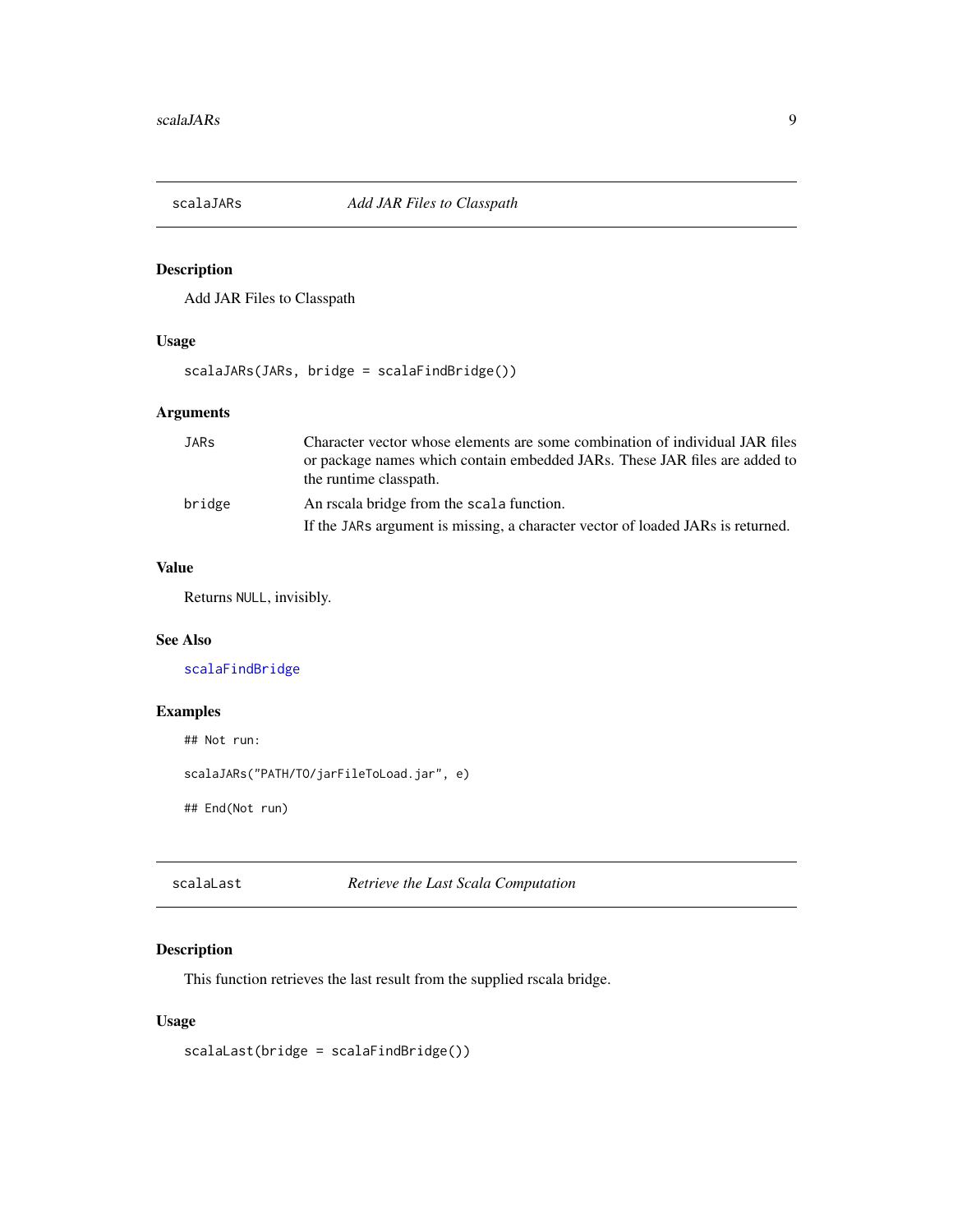## scalaJARs — *Add JAR Files to Classpath*

### Description

Add JAR Files to Classpath

### Usage

```
scalaJARs(JARs, bridge = scalaFindBridge())
```

### Arguments

| | |
|---|---|
| `JARs` | Character vector whose elements are some combination of individual JAR files or package names which contain embedded JARs. These JAR files are added to the runtime classpath. |
| `bridge` | An rscala bridge from the `scala` function. If the `JARs` argument is missing, a character vector of loaded JARs is returned. |

### Value

Returns `NULL`, invisibly.

### See Also

`scalaFindBridge`

### Examples

```
## Not run:

scalaJARs("PATH/TO/jarFileToLoad.jar", e)

## End(Not run)
```

## scalaLast — *Retrieve the Last Scala Computation*

### Description

This function retrieves the last result from the supplied rscala bridge.

### Usage

```
scalaLast(bridge = scalaFindBridge())
```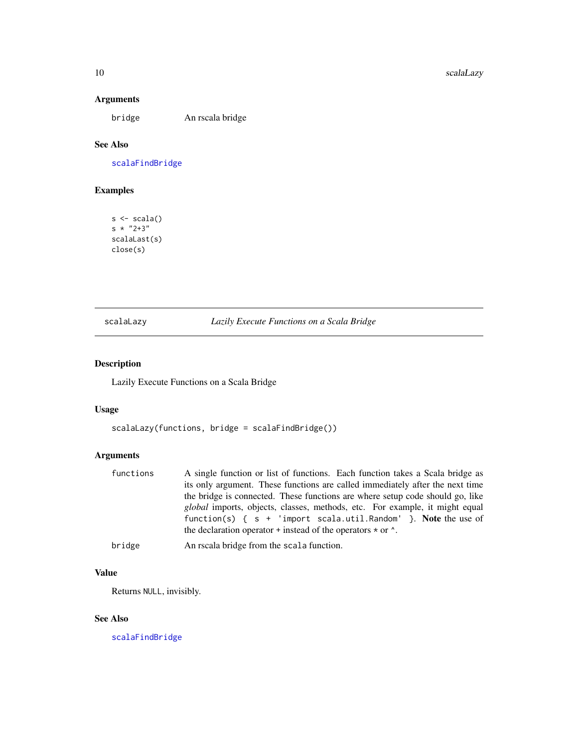### Arguments

| | |
|---|---|
| `bridge` | An rscala bridge |

### See Also

`scalaFindBridge`

### Examples

```
s <- scala()
s * "2+3"
scalaLast(s)
close(s)
```

---

## scalaLazy — *Lazily Execute Functions on a Scala Bridge*

---

### Description

Lazily Execute Functions on a Scala Bridge

### Usage

```
scalaLazy(functions, bridge = scalaFindBridge())
```

### Arguments

| | |
|---|---|
| `functions` | A single function or list of functions. Each function takes a Scala bridge as its only argument. These functions are called immediately after the next time the bridge is connected. These functions are where setup code should go, like *global* imports, objects, classes, methods, etc. For example, it might equal `function(s) { s + 'import scala.util.Random' }`. **Note** the use of the declaration operator `+` instead of the operators `*` or `^`. |
| `bridge` | An rscala bridge from the `scala` function. |

### Value

Returns `NULL`, invisibly.

### See Also

`scalaFindBridge`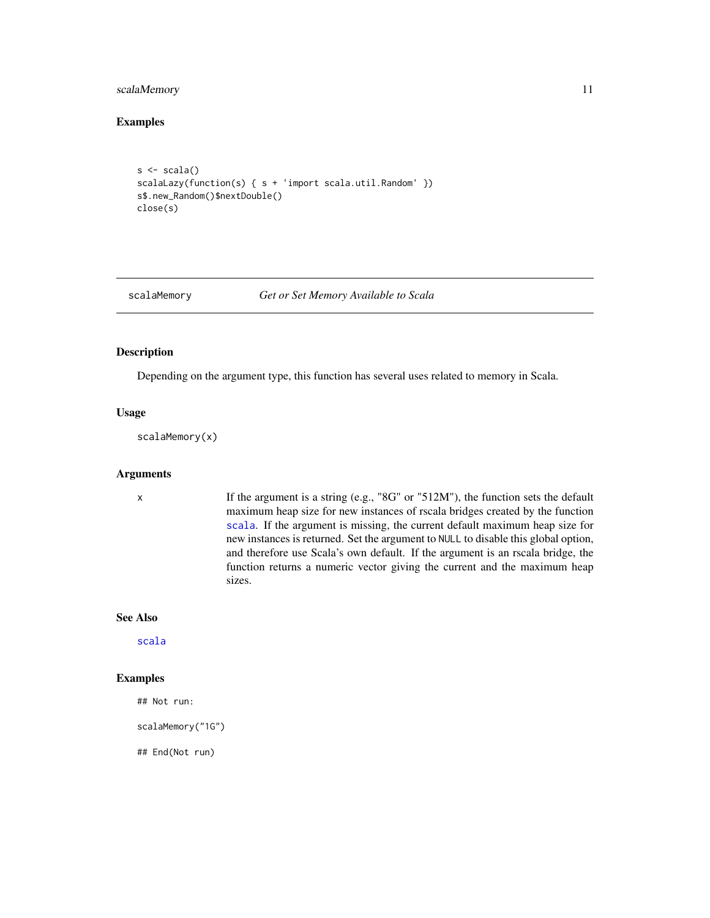## Examples

```
s <- scala()
scalaLazy(function(s) { s + 'import scala.util.Random' })
s$.new_Random()$nextDouble()
close(s)
```

---

# scalaMemory *Get or Set Memory Available to Scala*

---

## Description

Depending on the argument type, this function has several uses related to memory in Scala.

## Usage

```
scalaMemory(x)
```

## Arguments

| | |
|---|---|
| x | If the argument is a string (e.g., "8G" or "512M"), the function sets the default maximum heap size for new instances of rscala bridges created by the function `scala`. If the argument is missing, the current default maximum heap size for new instances is returned. Set the argument to `NULL` to disable this global option, and therefore use Scala's own default. If the argument is an rscala bridge, the function returns a numeric vector giving the current and the maximum heap sizes. |

## See Also

`scala`

## Examples

```
## Not run:

scalaMemory("1G")

## End(Not run)
```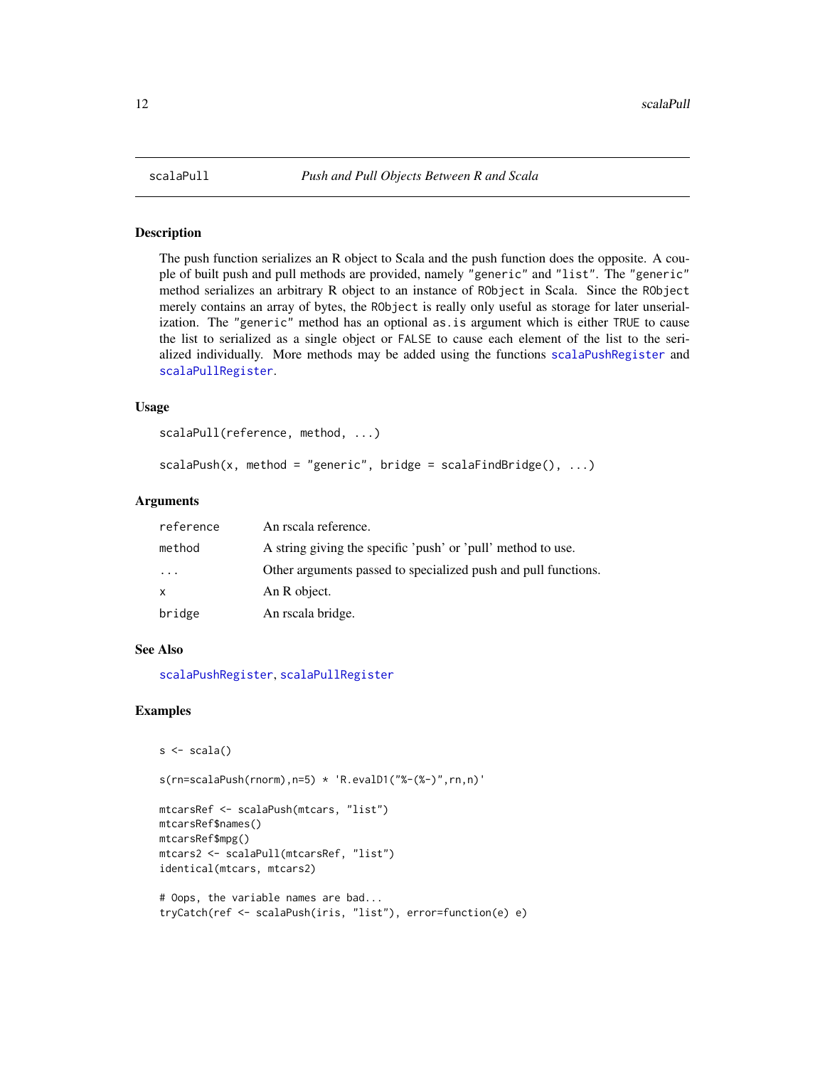# scalaPull — *Push and Pull Objects Between R and Scala*

## Description

The push function serializes an R object to Scala and the push function does the opposite. A couple of built push and pull methods are provided, namely `"generic"` and `"list"`. The `"generic"` method serializes an arbitrary R object to an instance of `RObject` in Scala. Since the `RObject` merely contains an array of bytes, the `RObject` is really only useful as storage for later unserialization. The `"generic"` method has an optional `as.is` argument which is either `TRUE` to cause the list to serialized as a single object or `FALSE` to cause each element of the list to the serialized individually. More methods may be added using the functions `scalaPushRegister` and `scalaPullRegister`.

## Usage

```
scalaPull(reference, method, ...)

scalaPush(x, method = "generic", bridge = scalaFindBridge(), ...)
```

## Arguments

| | |
|---|---|
| `reference` | An rscala reference. |
| `method` | A string giving the specific 'push' or 'pull' method to use. |
| `...` | Other arguments passed to specialized push and pull functions. |
| `x` | An R object. |
| `bridge` | An rscala bridge. |

## See Also

`scalaPushRegister`, `scalaPullRegister`

## Examples

```
s <- scala()

s(rn=scalaPush(rnorm),n=5) * 'R.evalD1("%-(%-)",rn,n)'

mtcarsRef <- scalaPush(mtcars, "list")
mtcarsRef$names()
mtcarsRef$mpg()
mtcars2 <- scalaPull(mtcarsRef, "list")
identical(mtcars, mtcars2)

# Oops, the variable names are bad...
tryCatch(ref <- scalaPush(iris, "list"), error=function(e) e)
```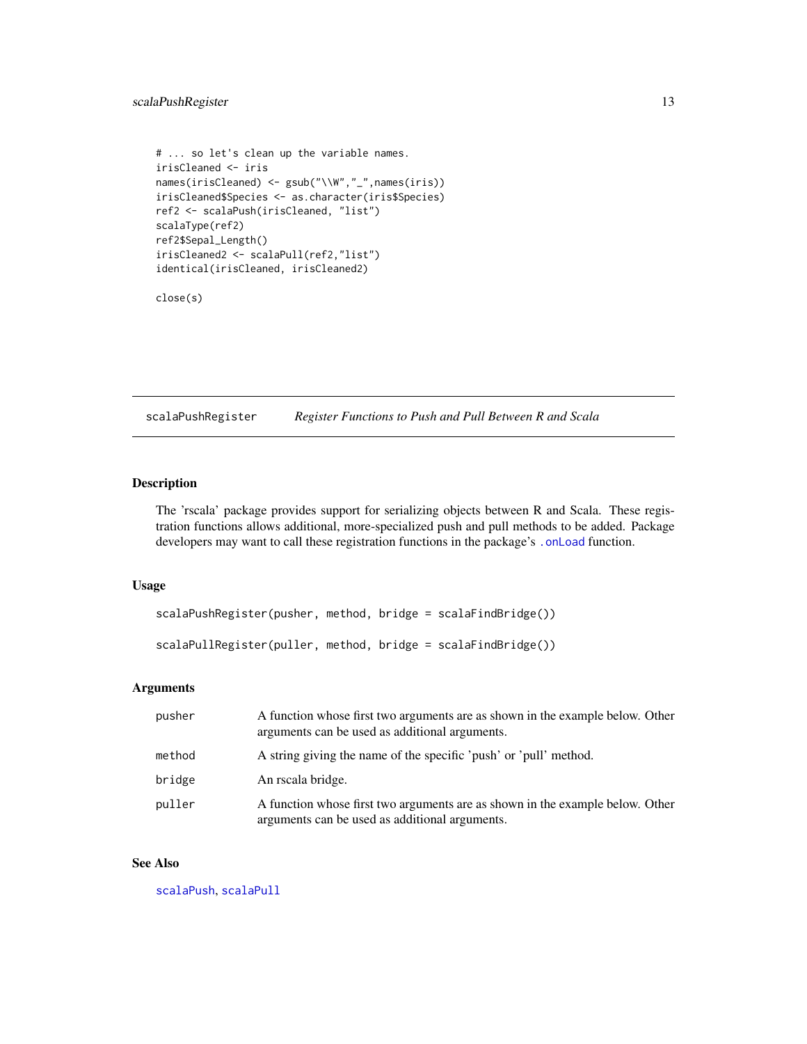```
# ... so let's clean up the variable names.
irisCleaned <- iris
names(irisCleaned) <- gsub("\\W","_",names(iris))
irisCleaned$Species <- as.character(iris$Species)
ref2 <- scalaPush(irisCleaned, "list")
scalaType(ref2)
ref2$Sepal_Length()
irisCleaned2 <- scalaPull(ref2,"list")
identical(irisCleaned, irisCleaned2)

close(s)
```

## scalaPushRegister — *Register Functions to Push and Pull Between R and Scala*

### Description

The 'rscala' package provides support for serializing objects between R and Scala. These registration functions allows additional, more-specialized push and pull methods to be added. Package developers may want to call these registration functions in the package's `.onLoad` function.

### Usage

```
scalaPushRegister(pusher, method, bridge = scalaFindBridge())

scalaPullRegister(puller, method, bridge = scalaFindBridge())
```

### Arguments

| | |
|---|---|
| pusher | A function whose first two arguments are as shown in the example below. Other arguments can be used as additional arguments. |
| method | A string giving the name of the specific 'push' or 'pull' method. |
| bridge | An rscala bridge. |
| puller | A function whose first two arguments are as shown in the example below. Other arguments can be used as additional arguments. |

### See Also

`scalaPush`, `scalaPull`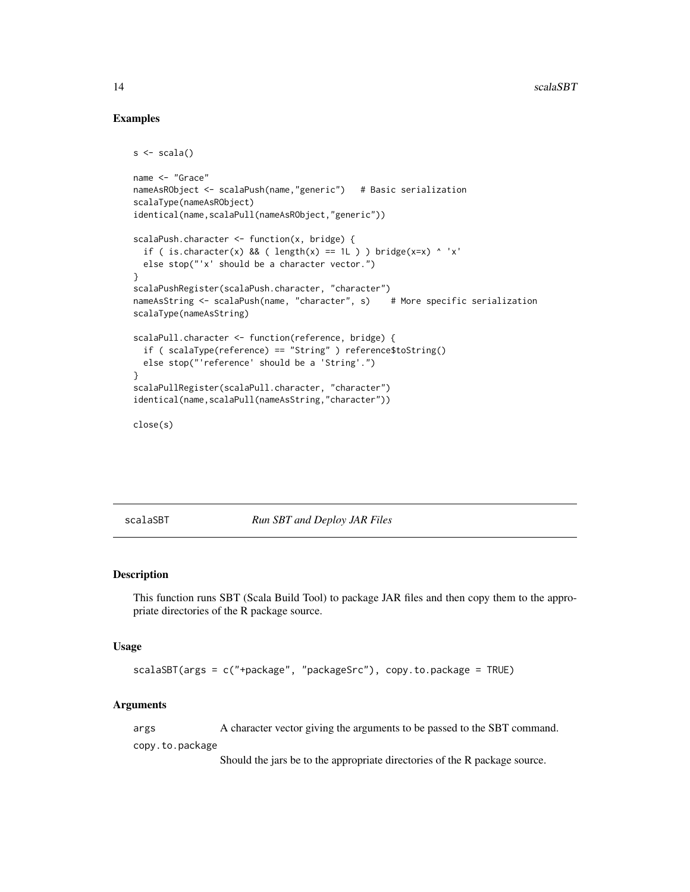## Examples

```
s <- scala()

name <- "Grace"
nameAsRObject <- scalaPush(name,"generic")   # Basic serialization
scalaType(nameAsRObject)
identical(name,scalaPull(nameAsRObject,"generic"))

scalaPush.character <- function(x, bridge) {
  if ( is.character(x) && ( length(x) == 1L ) ) bridge(x=x) ^ 'x'
  else stop("'x' should be a character vector.")
}
scalaPushRegister(scalaPush.character, "character")
nameAsString <- scalaPush(name, "character", s)    # More specific serialization
scalaType(nameAsString)

scalaPull.character <- function(reference, bridge) {
  if ( scalaType(reference) == "String" ) reference$toString()
  else stop("'reference' should be a 'String'.")
}
scalaPullRegister(scalaPull.character, "character")
identical(name,scalaPull(nameAsString,"character"))

close(s)
```

---

# scalaSBT — *Run SBT and Deploy JAR Files*

## Description

This function runs SBT (Scala Build Tool) to package JAR files and then copy them to the appropriate directories of the R package source.

## Usage

```
scalaSBT(args = c("+package", "packageSrc"), copy.to.package = TRUE)
```

## Arguments

`args` A character vector giving the arguments to be passed to the SBT command.

`copy.to.package` Should the jars be to the appropriate directories of the R package source.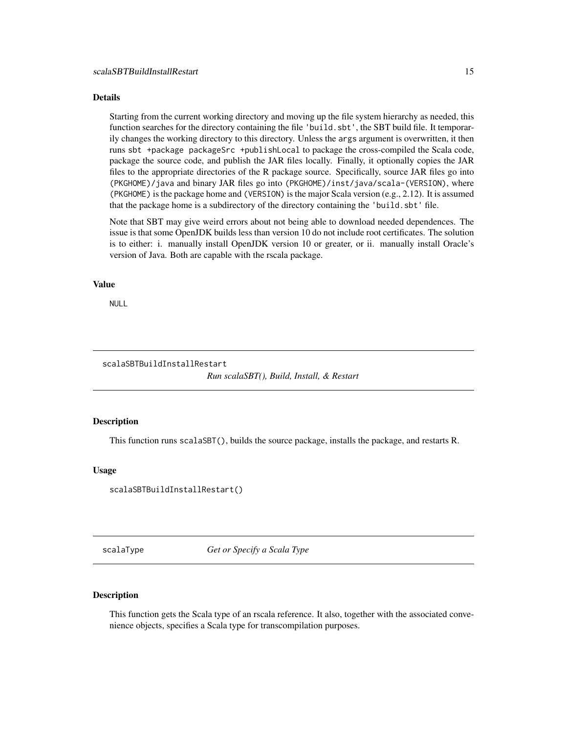### Details

Starting from the current working directory and moving up the file system hierarchy as needed, this function searches for the directory containing the file `'build.sbt'`, the SBT build file. It temporarily changes the working directory to this directory. Unless the `args` argument is overwritten, it then runs `sbt +package packageSrc +publishLocal` to package the cross-compiled the Scala code, package the source code, and publish the JAR files locally. Finally, it optionally copies the JAR files to the appropriate directories of the R package source. Specifically, source JAR files go into `(PKGHOME)/java` and binary JAR files go into `(PKGHOME)/inst/java/scala-(VERSION)`, where `(PKGHOME)` is the package home and `(VERSION)` is the major Scala version (e.g., 2.12). It is assumed that the package home is a subdirectory of the directory containing the `'build.sbt'` file.

Note that SBT may give weird errors about not being able to download needed dependences. The issue is that some OpenJDK builds less than version 10 do not include root certificates. The solution is to either: i. manually install OpenJDK version 10 or greater, or ii. manually install Oracle's version of Java. Both are capable with the rscala package.

### Value

`NULL`

---

## scalaSBTBuildInstallRestart *Run scalaSBT(), Build, Install, & Restart*

### Description

This function runs `scalaSBT()`, builds the source package, installs the package, and restarts R.

### Usage

```
scalaSBTBuildInstallRestart()
```

---

## scalaType *Get or Specify a Scala Type*

### Description

This function gets the Scala type of an rscala reference. It also, together with the associated convenience objects, specifies a Scala type for transcompilation purposes.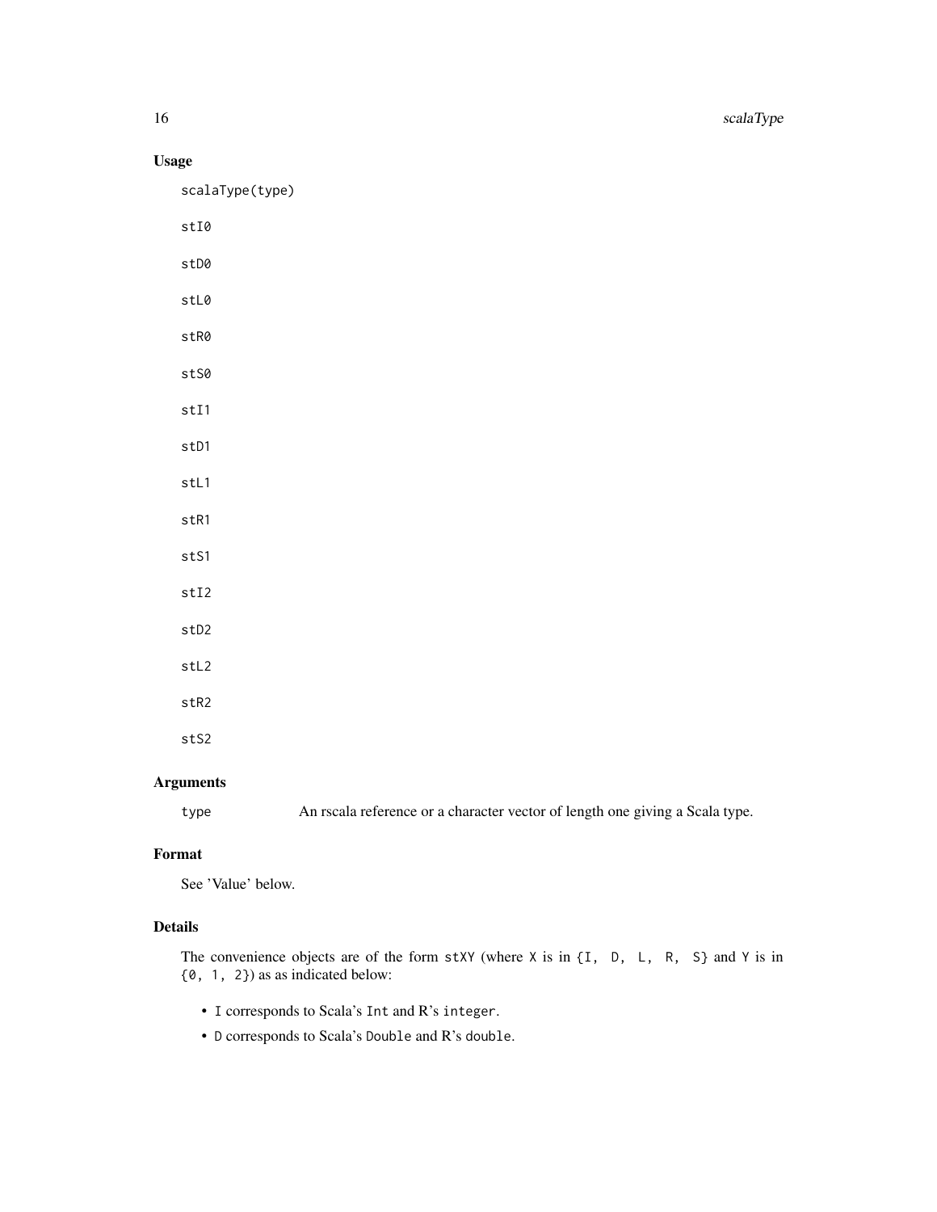## Usage

```
scalaType(type)

stI0

stD0

stL0

stR0

stS0

stI1

stD1

stL1

stR1

stS1

stI2

stD2

stL2

stR2

stS2
```

## Arguments

| | |
|---|---|
| type | An rscala reference or a character vector of length one giving a Scala type. |

## Format

See 'Value' below.

## Details

The convenience objects are of the form `stXY` (where `X` is in `{I, D, L, R, S}` and `Y` is in `{0, 1, 2}`) as as indicated below:

- `I` corresponds to Scala's `Int` and R's `integer`.
- `D` corresponds to Scala's `Double` and R's `double`.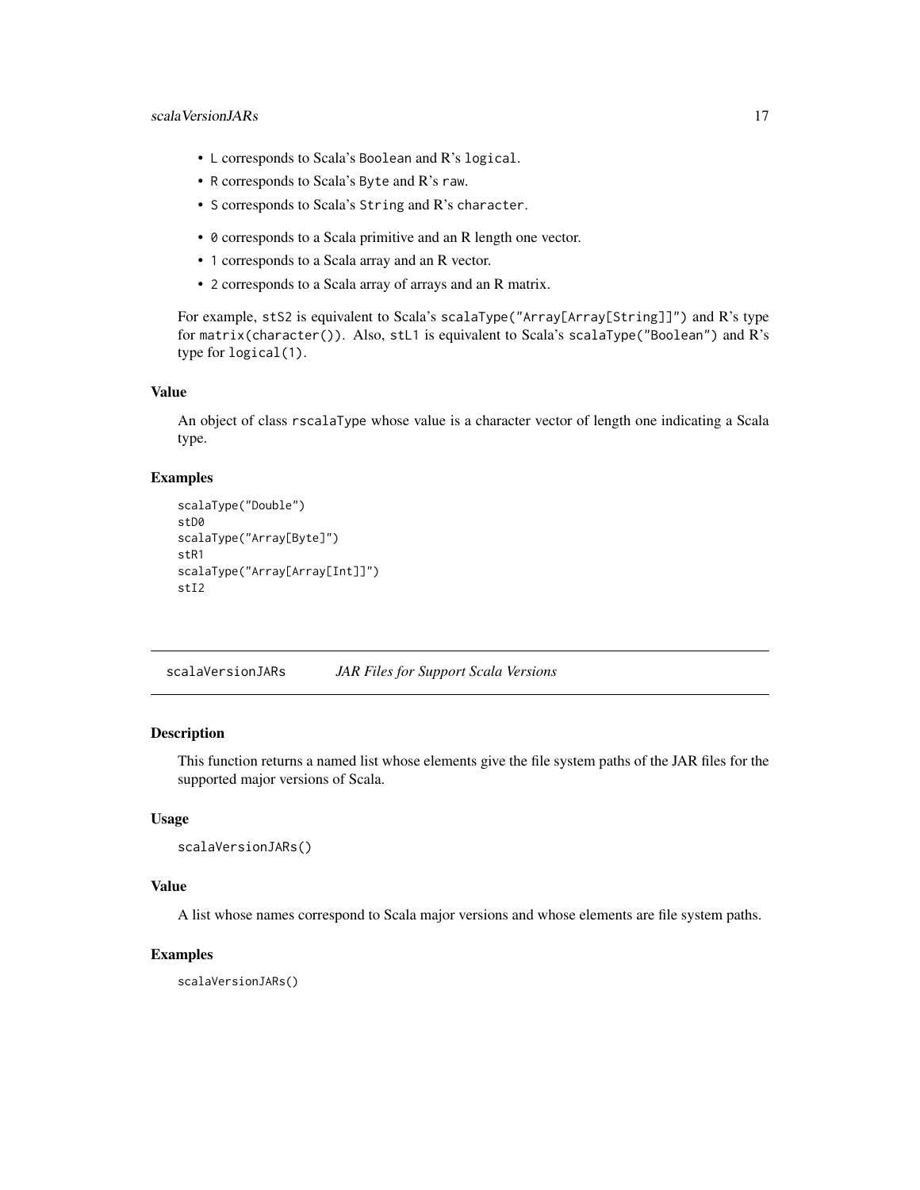- `L` corresponds to Scala's `Boolean` and R's `logical`.
- `R` corresponds to Scala's `Byte` and R's `raw`.
- `S` corresponds to Scala's `String` and R's `character`.

- `0` corresponds to a Scala primitive and an R length one vector.
- `1` corresponds to a Scala array and an R vector.
- `2` corresponds to a Scala array of arrays and an R matrix.

For example, `stS2` is equivalent to Scala's `scalaType("Array[Array[String]]")` and R's type for `matrix(character())`. Also, `stL1` is equivalent to Scala's `scalaType("Boolean")` and R's type for `logical(1)`.

### Value

An object of class `rscalaType` whose value is a character vector of length one indicating a Scala type.

### Examples

```
scalaType("Double")
stD0
scalaType("Array[Byte]")
stR1
scalaType("Array[Array[Int]]")
stI2
```

## scalaVersionJARs *JAR Files for Support Scala Versions*

### Description

This function returns a named list whose elements give the file system paths of the JAR files for the supported major versions of Scala.

### Usage

```
scalaVersionJARs()
```

### Value

A list whose names correspond to Scala major versions and whose elements are file system paths.

### Examples

```
scalaVersionJARs()
```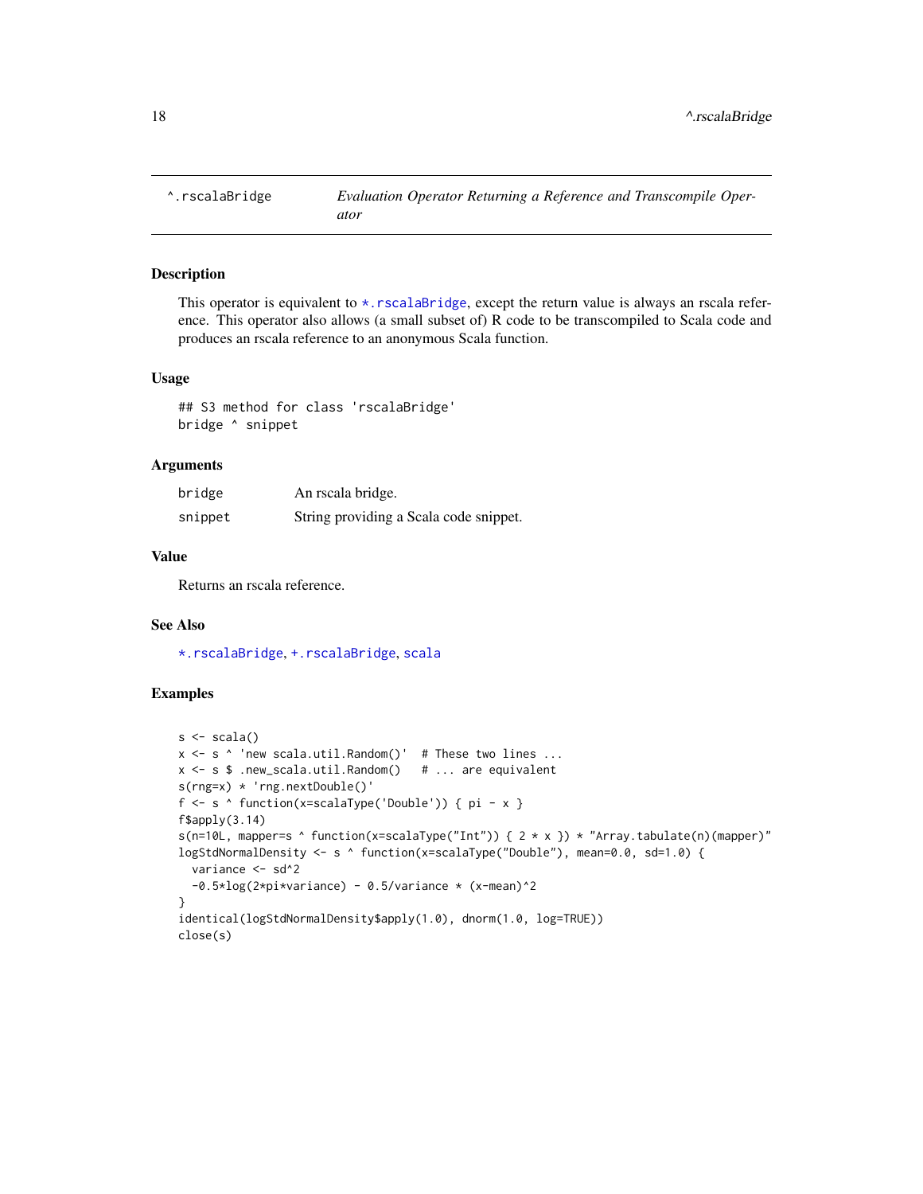## ^.rscalaBridge — *Evaluation Operator Returning a Reference and Transcompile Operator*

### Description

This operator is equivalent to *.rscalaBridge, except the return value is always an rscala reference. This operator also allows (a small subset of) R code to be transcompiled to Scala code and produces an rscala reference to an anonymous Scala function.

### Usage

```
## S3 method for class 'rscalaBridge'
bridge ^ snippet
```

### Arguments

| | |
|---|---|
| bridge | An rscala bridge. |
| snippet | String providing a Scala code snippet. |

### Value

Returns an rscala reference.

### See Also

*.rscalaBridge, +.rscalaBridge, scala

### Examples

```
s <- scala()
x <- s ^ 'new scala.util.Random()'  # These two lines ...
x <- s $ .new_scala.util.Random()   # ... are equivalent
s(rng=x) * 'rng.nextDouble()'
f <- s ^ function(x=scalaType('Double')) { pi - x }
f$apply(3.14)
s(n=10L, mapper=s ^ function(x=scalaType("Int")) { 2 * x }) * "Array.tabulate(n)(mapper)"
logStdNormalDensity <- s ^ function(x=scalaType("Double"), mean=0.0, sd=1.0) {
  variance <- sd^2
  -0.5*log(2*pi*variance) - 0.5/variance * (x-mean)^2
}
identical(logStdNormalDensity$apply(1.0), dnorm(1.0, log=TRUE))
close(s)
```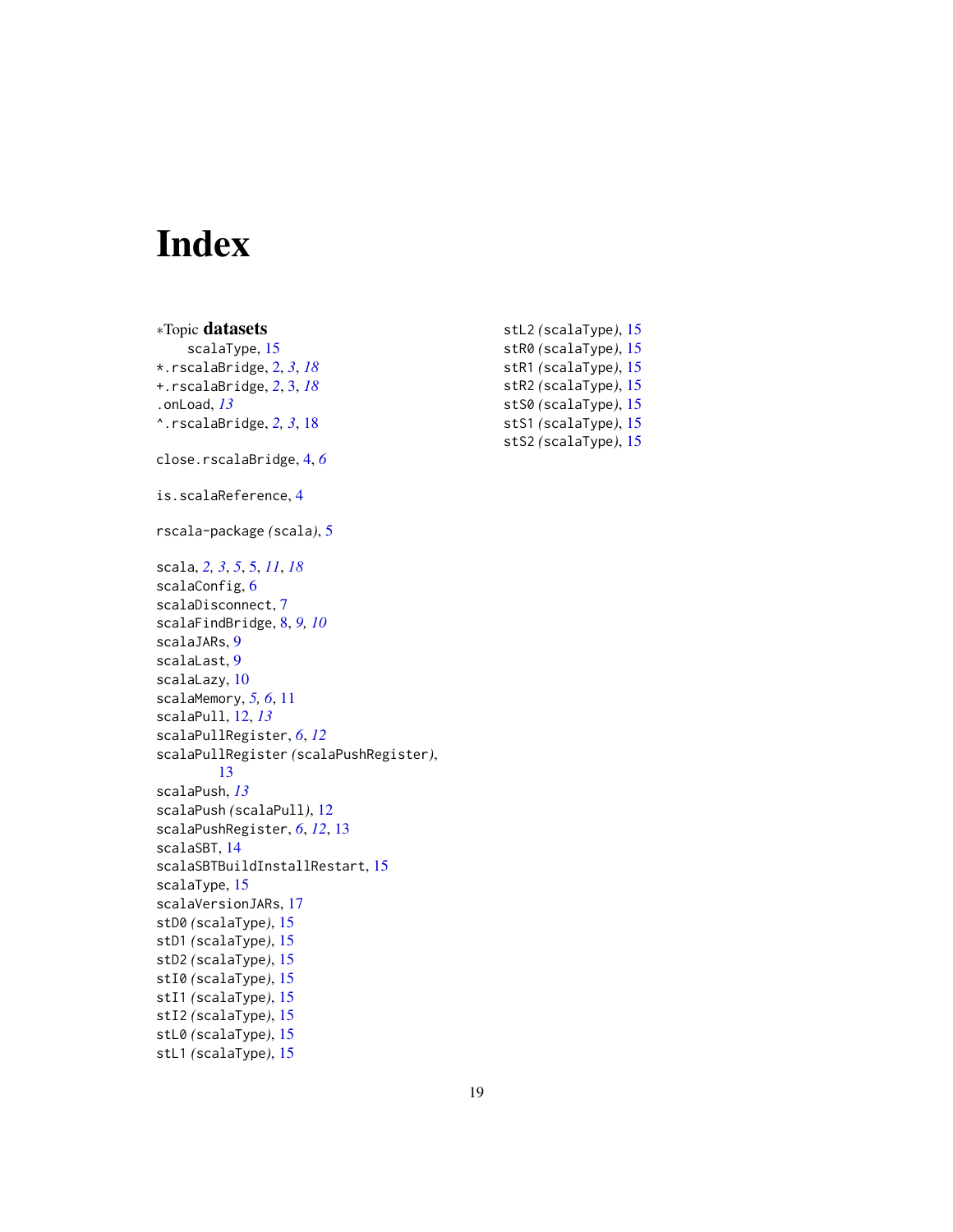# Index

∗Topic **datasets**
    scalaType, 15
*.rscalaBridge, 2, *3*, *18*
+.rscalaBridge, 2, 3, *18*
.onLoad, *13*
^.rscalaBridge, *2, 3*, 18

close.rscalaBridge, 4, *6*

is.scalaReference, 4

rscala-package *(*scala*)*, 5

scala, *2, 3*, *5*, 5, *11*, *18*
scalaConfig, 6
scalaDisconnect, 7
scalaFindBridge, 8, *9, 10*
scalaJARs, 9
scalaLast, 9
scalaLazy, 10
scalaMemory, *5, 6*, 11
scalaPull, 12, *13*
scalaPullRegister, *6*, *12*
scalaPullRegister *(*scalaPushRegister*)*, 13
scalaPush, *13*
scalaPush *(*scalaPull*)*, 12
scalaPushRegister, *6*, *12*, 13
scalaSBT, 14
scalaSBTBuildInstallRestart, 15
scalaType, 15
scalaVersionJARs, 17
stD0 *(*scalaType*)*, 15
stD1 *(*scalaType*)*, 15
stD2 *(*scalaType*)*, 15
stI0 *(*scalaType*)*, 15
stI1 *(*scalaType*)*, 15
stI2 *(*scalaType*)*, 15
stL0 *(*scalaType*)*, 15
stL1 *(*scalaType*)*, 15
stL2 *(*scalaType*)*, 15
stR0 *(*scalaType*)*, 15
stR1 *(*scalaType*)*, 15
stR2 *(*scalaType*)*, 15
stS0 *(*scalaType*)*, 15
stS1 *(*scalaType*)*, 15
stS2 *(*scalaType*)*, 15